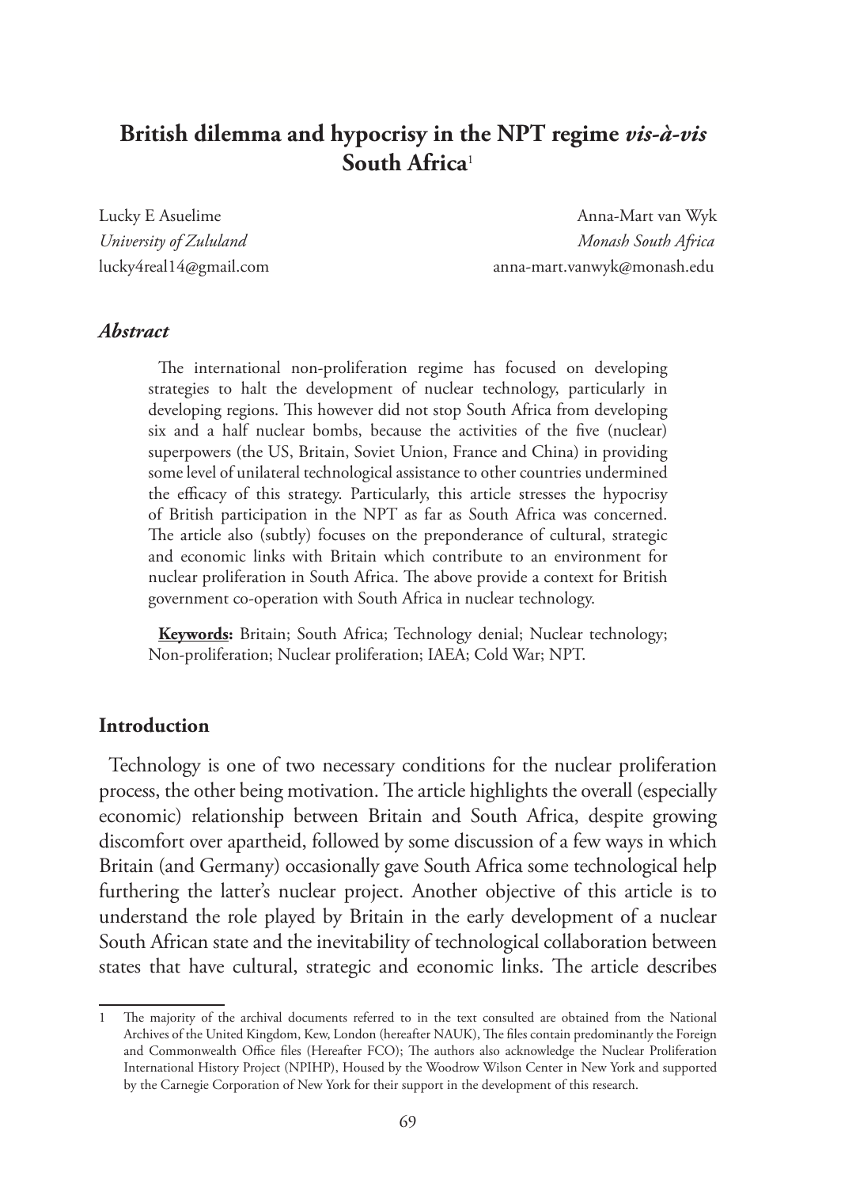# British dilemma and hypocrisy in the NPT regime *vis-à-vis* South Africa[1]

Lucky E Asuelime
*University of Zululand*
lucky4real14@gmail.com

Anna-Mart van Wyk
*Monash South Africa*
anna-mart.vanwyk@monash.edu

## *Abstract*

The international non-proliferation regime has focused on developing strategies to halt the development of nuclear technology, particularly in developing regions. This however did not stop South Africa from developing six and a half nuclear bombs, because the activities of the five (nuclear) superpowers (the US, Britain, Soviet Union, France and China) in providing some level of unilateral technological assistance to other countries undermined the efficacy of this strategy. Particularly, this article stresses the hypocrisy of British participation in the NPT as far as South Africa was concerned. The article also (subtly) focuses on the preponderance of cultural, strategic and economic links with Britain which contribute to an environment for nuclear proliferation in South Africa. The above provide a context for British government co-operation with South Africa in nuclear technology.

**Keywords:** Britain; South Africa; Technology denial; Nuclear technology; Non-proliferation; Nuclear proliferation; IAEA; Cold War; NPT.

## Introduction

Technology is one of two necessary conditions for the nuclear proliferation process, the other being motivation. The article highlights the overall (especially economic) relationship between Britain and South Africa, despite growing discomfort over apartheid, followed by some discussion of a few ways in which Britain (and Germany) occasionally gave South Africa some technological help furthering the latter's nuclear project. Another objective of this article is to understand the role played by Britain in the early development of a nuclear South African state and the inevitability of technological collaboration between states that have cultural, strategic and economic links. The article describes

---

1 The majority of the archival documents referred to in the text consulted are obtained from the National Archives of the United Kingdom, Kew, London (hereafter NAUK), The files contain predominantly the Foreign and Commonwealth Office files (Hereafter FCO); The authors also acknowledge the Nuclear Proliferation International History Project (NPIHP), Housed by the Woodrow Wilson Center in New York and supported by the Carnegie Corporation of New York for their support in the development of this research.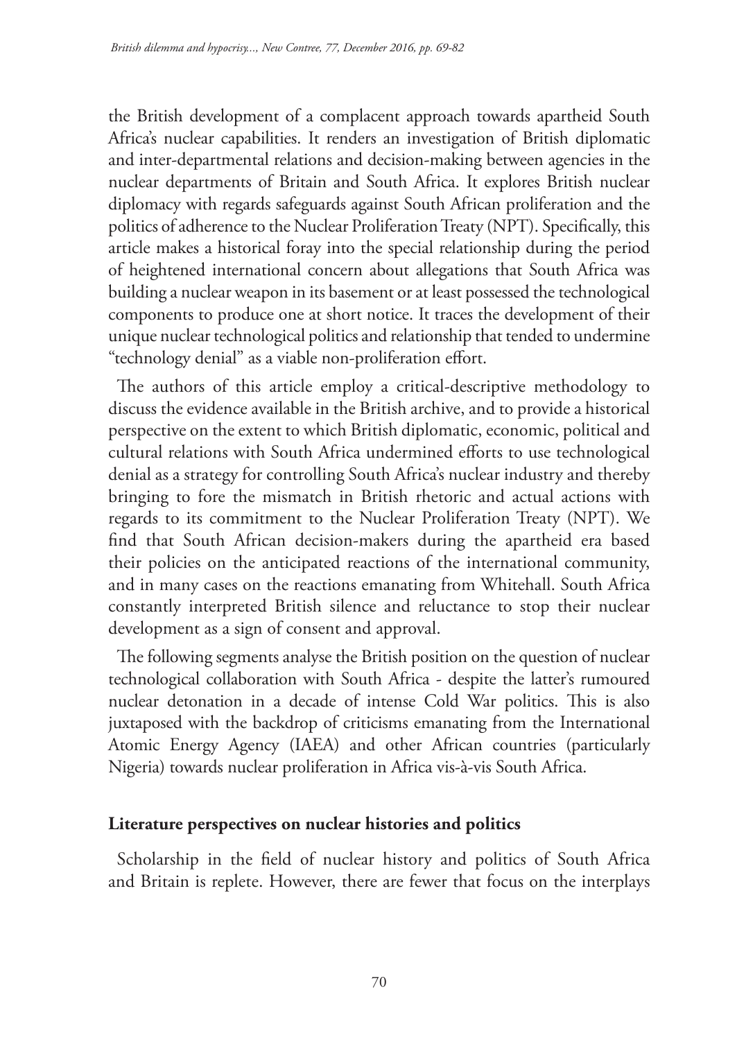the British development of a complacent approach towards apartheid South Africa's nuclear capabilities. It renders an investigation of British diplomatic and inter-departmental relations and decision-making between agencies in the nuclear departments of Britain and South Africa. It explores British nuclear diplomacy with regards safeguards against South African proliferation and the politics of adherence to the Nuclear Proliferation Treaty (NPT). Specifically, this article makes a historical foray into the special relationship during the period of heightened international concern about allegations that South Africa was building a nuclear weapon in its basement or at least possessed the technological components to produce one at short notice. It traces the development of their unique nuclear technological politics and relationship that tended to undermine "technology denial" as a viable non-proliferation effort.

The authors of this article employ a critical-descriptive methodology to discuss the evidence available in the British archive, and to provide a historical perspective on the extent to which British diplomatic, economic, political and cultural relations with South Africa undermined efforts to use technological denial as a strategy for controlling South Africa's nuclear industry and thereby bringing to fore the mismatch in British rhetoric and actual actions with regards to its commitment to the Nuclear Proliferation Treaty (NPT). We find that South African decision-makers during the apartheid era based their policies on the anticipated reactions of the international community, and in many cases on the reactions emanating from Whitehall. South Africa constantly interpreted British silence and reluctance to stop their nuclear development as a sign of consent and approval.

The following segments analyse the British position on the question of nuclear technological collaboration with South Africa - despite the latter's rumoured nuclear detonation in a decade of intense Cold War politics. This is also juxtaposed with the backdrop of criticisms emanating from the International Atomic Energy Agency (IAEA) and other African countries (particularly Nigeria) towards nuclear proliferation in Africa vis-à-vis South Africa.

## Literature perspectives on nuclear histories and politics

Scholarship in the field of nuclear history and politics of South Africa and Britain is replete. However, there are fewer that focus on the interplays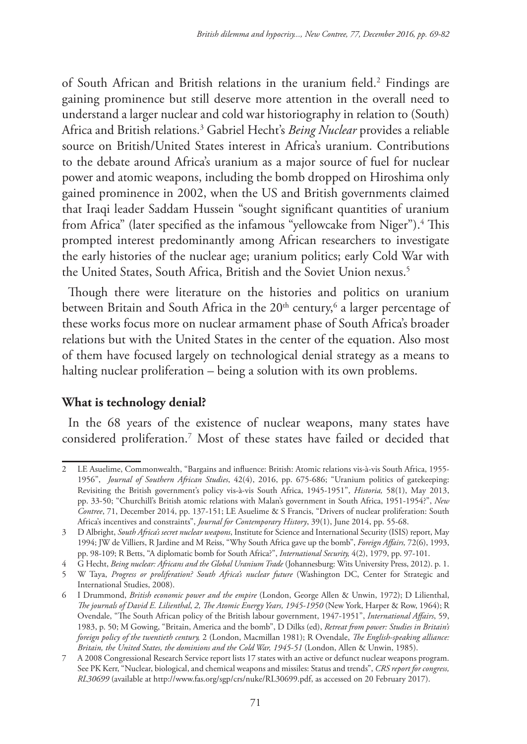of South African and British relations in the uranium field.[2] Findings are gaining prominence but still deserve more attention in the overall need to understand a larger nuclear and cold war historiography in relation to (South) Africa and British relations.[3] Gabriel Hecht's *Being Nuclear* provides a reliable source on British/United States interest in Africa's uranium. Contributions to the debate around Africa's uranium as a major source of fuel for nuclear power and atomic weapons, including the bomb dropped on Hiroshima only gained prominence in 2002, when the US and British governments claimed that Iraqi leader Saddam Hussein "sought significant quantities of uranium from Africa" (later specified as the infamous "yellowcake from Niger").[4] This prompted interest predominantly among African researchers to investigate the early histories of the nuclear age; uranium politics; early Cold War with the United States, South Africa, British and the Soviet Union nexus.[5]

Though there were literature on the histories and politics on uranium between Britain and South Africa in the 20th century,[6] a larger percentage of these works focus more on nuclear armament phase of South Africa's broader relations but with the United States in the center of the equation. Also most of them have focused largely on technological denial strategy as a means to halting nuclear proliferation – being a solution with its own problems.

## What is technology denial?

In the 68 years of the existence of nuclear weapons, many states have considered proliferation.[7] Most of these states have failed or decided that

---

2 LE Asuelime, Commonwealth, "Bargains and influence: British: Atomic relations vis-à-vis South Africa, 1955-1956", *Journal of Southern African Studies*, 42(4), 2016, pp. 675-686; "Uranium politics of gatekeeping: Revisiting the British government's policy vis-à-vis South Africa, 1945-1951", *Historia,* 58(1), May 2013, pp. 33-50; "Churchill's British atomic relations with Malan's government in South Africa, 1951-1954?", *New Contree*, 71, December 2014, pp. 137-151; LE Asuelime & S Francis, "Drivers of nuclear proliferation: South Africa's incentives and constraints", *Journal for Contemporary History*, 39(1), June 2014, pp. 55-68.

3 D Albright, *South Africa's secret nuclear weapons*, Institute for Science and International Security (ISIS) report, May 1994; JW de Villiers, R Jardine and M Reiss, "Why South Africa gave up the bomb", *Foreign Affairs,* 72(6), 1993, pp. 98-109; R Betts, "A diplomatic bomb for South Africa?", *International Security,* 4(2), 1979, pp. 97-101.

4 G Hecht, *Being nuclear: Africans and the Global Uranium Trade* (Johannesburg: Wits University Press, 2012). p. 1.

5 W Taya, *Progress or proliferation? South Africa's nuclear future* (Washington DC, Center for Strategic and International Studies, 2008).

6 I Drummond, *British economic power and the empire* (London, George Allen & Unwin, 1972); D Lilienthal, *The journals of David E. Lilienthal*, *2, The Atomic Energy Years, 1945-1950* (New York, Harper & Row, 1964); R Ovendale, "The South African policy of the British labour government, 1947-1951", *International Affairs*, 59, 1983, p. 50; M Gowing, "Britain, America and the bomb", D Dilks (ed), *Retreat from power: Studies in Britain's foreign policy of the twentieth century,* 2 (London, Macmillan 1981); R Ovendale, *The English-speaking alliance: Britain, the United States, the dominions and the Cold War, 1945-51* (London, Allen & Unwin, 1985).

7 A 2008 Congressional Research Service report lists 17 states with an active or defunct nuclear weapons program. See PK Kerr, "Nuclear, biological, and chemical weapons and missiles: Status and trends", *CRS report for congress, RL30699* (available at http://www.fas.org/sgp/crs/nuke/RL30699.pdf, as accessed on 20 February 2017).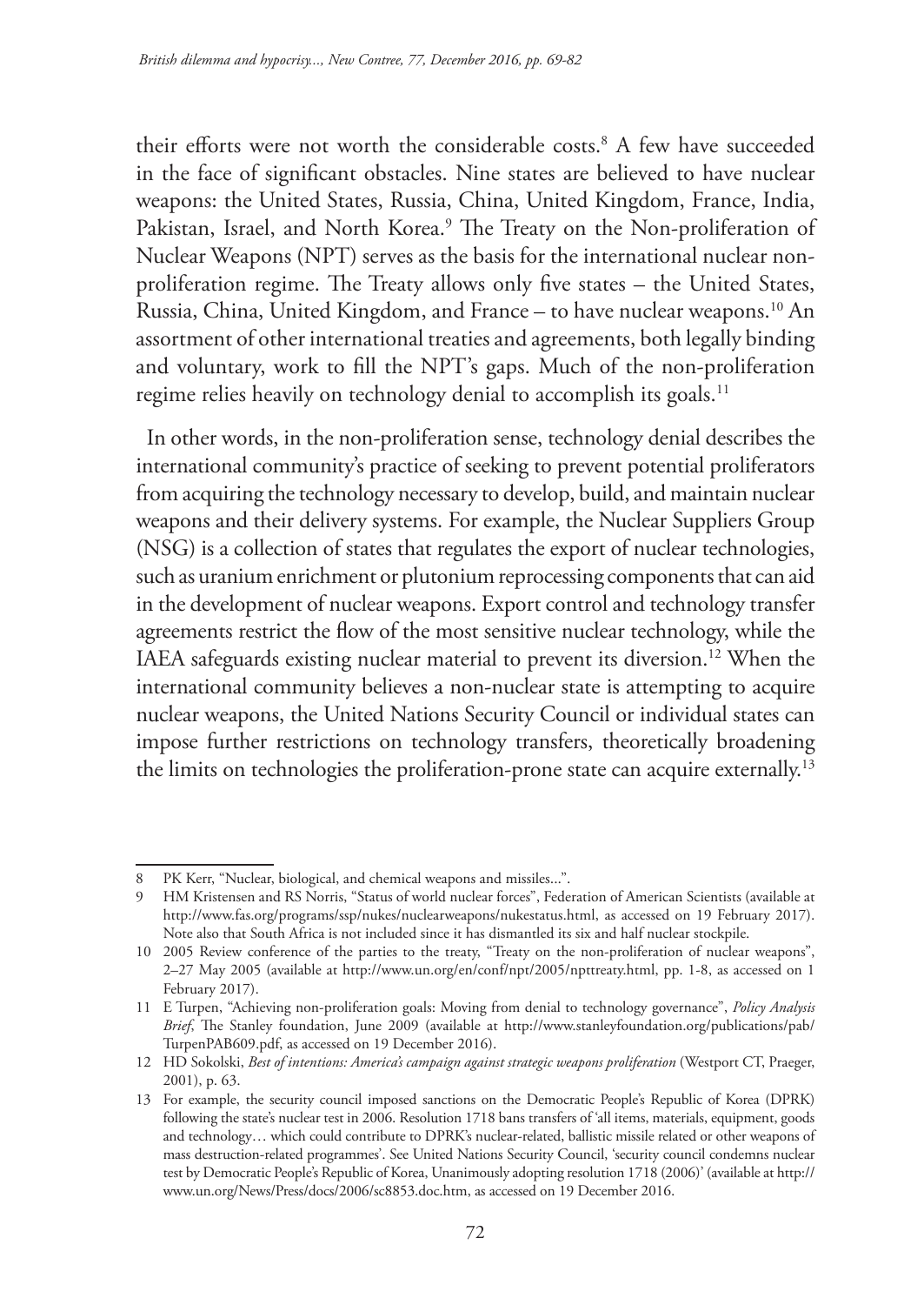their efforts were not worth the considerable costs.[8] A few have succeeded in the face of significant obstacles. Nine states are believed to have nuclear weapons: the United States, Russia, China, United Kingdom, France, India, Pakistan, Israel, and North Korea.[9] The Treaty on the Non-proliferation of Nuclear Weapons (NPT) serves as the basis for the international nuclear non-proliferation regime. The Treaty allows only five states – the United States, Russia, China, United Kingdom, and France – to have nuclear weapons.[10] An assortment of other international treaties and agreements, both legally binding and voluntary, work to fill the NPT's gaps. Much of the non-proliferation regime relies heavily on technology denial to accomplish its goals.[11]

In other words, in the non-proliferation sense, technology denial describes the international community's practice of seeking to prevent potential proliferators from acquiring the technology necessary to develop, build, and maintain nuclear weapons and their delivery systems. For example, the Nuclear Suppliers Group (NSG) is a collection of states that regulates the export of nuclear technologies, such as uranium enrichment or plutonium reprocessing components that can aid in the development of nuclear weapons. Export control and technology transfer agreements restrict the flow of the most sensitive nuclear technology, while the IAEA safeguards existing nuclear material to prevent its diversion.[12] When the international community believes a non-nuclear state is attempting to acquire nuclear weapons, the United Nations Security Council or individual states can impose further restrictions on technology transfers, theoretically broadening the limits on technologies the proliferation-prone state can acquire externally.[13]

---

8 PK Kerr, "Nuclear, biological, and chemical weapons and missiles...".

9 HM Kristensen and RS Norris, "Status of world nuclear forces", Federation of American Scientists (available at http://www.fas.org/programs/ssp/nukes/nuclearweapons/nukestatus.html, as accessed on 19 February 2017). Note also that South Africa is not included since it has dismantled its six and half nuclear stockpile.

10 2005 Review conference of the parties to the treaty, "Treaty on the non-proliferation of nuclear weapons", 2–27 May 2005 (available at http://www.un.org/en/conf/npt/2005/npttreaty.html, pp. 1-8, as accessed on 1 February 2017).

11 E Turpen, "Achieving non-proliferation goals: Moving from denial to technology governance", *Policy Analysis Brief*, The Stanley foundation, June 2009 (available at http://www.stanleyfoundation.org/publications/pab/TurpenPAB609.pdf, as accessed on 19 December 2016).

12 HD Sokolski, *Best of intentions: America's campaign against strategic weapons proliferation* (Westport CT, Praeger, 2001), p. 63.

13 For example, the security council imposed sanctions on the Democratic People's Republic of Korea (DPRK) following the state's nuclear test in 2006. Resolution 1718 bans transfers of 'all items, materials, equipment, goods and technology… which could contribute to DPRK's nuclear-related, ballistic missile related or other weapons of mass destruction-related programmes'. See United Nations Security Council, 'security council condemns nuclear test by Democratic People's Republic of Korea, Unanimously adopting resolution 1718 (2006)' (available at http://www.un.org/News/Press/docs/2006/sc8853.doc.htm, as accessed on 19 December 2016.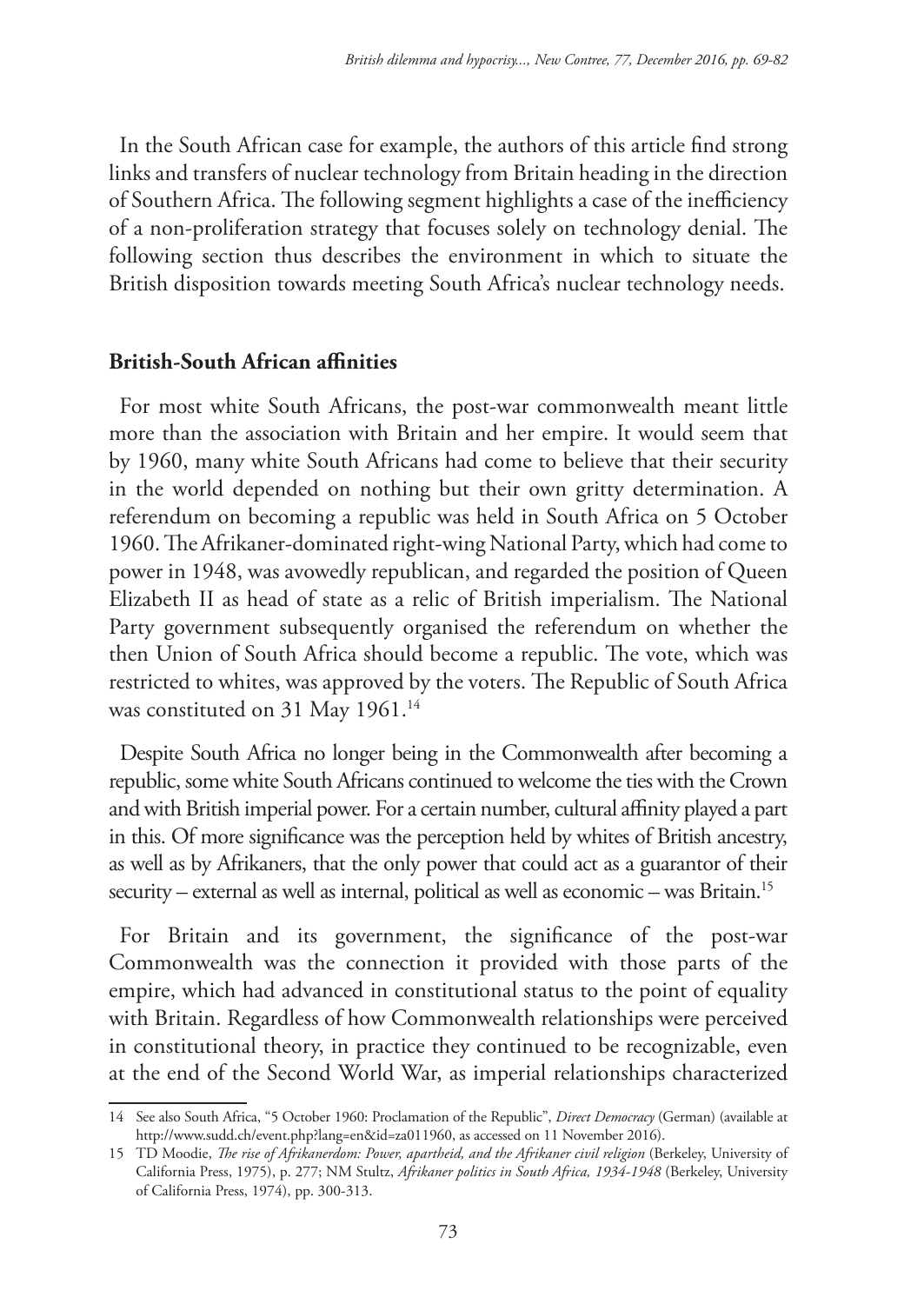In the South African case for example, the authors of this article find strong links and transfers of nuclear technology from Britain heading in the direction of Southern Africa. The following segment highlights a case of the inefficiency of a non-proliferation strategy that focuses solely on technology denial. The following section thus describes the environment in which to situate the British disposition towards meeting South Africa's nuclear technology needs.

## British-South African affinities

For most white South Africans, the post-war commonwealth meant little more than the association with Britain and her empire. It would seem that by 1960, many white South Africans had come to believe that their security in the world depended on nothing but their own gritty determination. A referendum on becoming a republic was held in South Africa on 5 October 1960. The Afrikaner-dominated right-wing National Party, which had come to power in 1948, was avowedly republican, and regarded the position of Queen Elizabeth II as head of state as a relic of British imperialism. The National Party government subsequently organised the referendum on whether the then Union of South Africa should become a republic. The vote, which was restricted to whites, was approved by the voters. The Republic of South Africa was constituted on 31 May 1961.[14]

Despite South Africa no longer being in the Commonwealth after becoming a republic, some white South Africans continued to welcome the ties with the Crown and with British imperial power. For a certain number, cultural affinity played a part in this. Of more significance was the perception held by whites of British ancestry, as well as by Afrikaners, that the only power that could act as a guarantor of their security – external as well as internal, political as well as economic – was Britain.[15]

For Britain and its government, the significance of the post-war Commonwealth was the connection it provided with those parts of the empire, which had advanced in constitutional status to the point of equality with Britain. Regardless of how Commonwealth relationships were perceived in constitutional theory, in practice they continued to be recognizable, even at the end of the Second World War, as imperial relationships characterized

---

14 See also South Africa, "5 October 1960: Proclamation of the Republic", *Direct Democracy* (German) (available at http://www.sudd.ch/event.php?lang=en&id=za011960, as accessed on 11 November 2016).

15 TD Moodie, *The rise of Afrikanerdom: Power, apartheid, and the Afrikaner civil religion* (Berkeley, University of California Press, 1975), p. 277; NM Stultz, *Afrikaner politics in South Africa, 1934-1948* (Berkeley, University of California Press, 1974), pp. 300-313.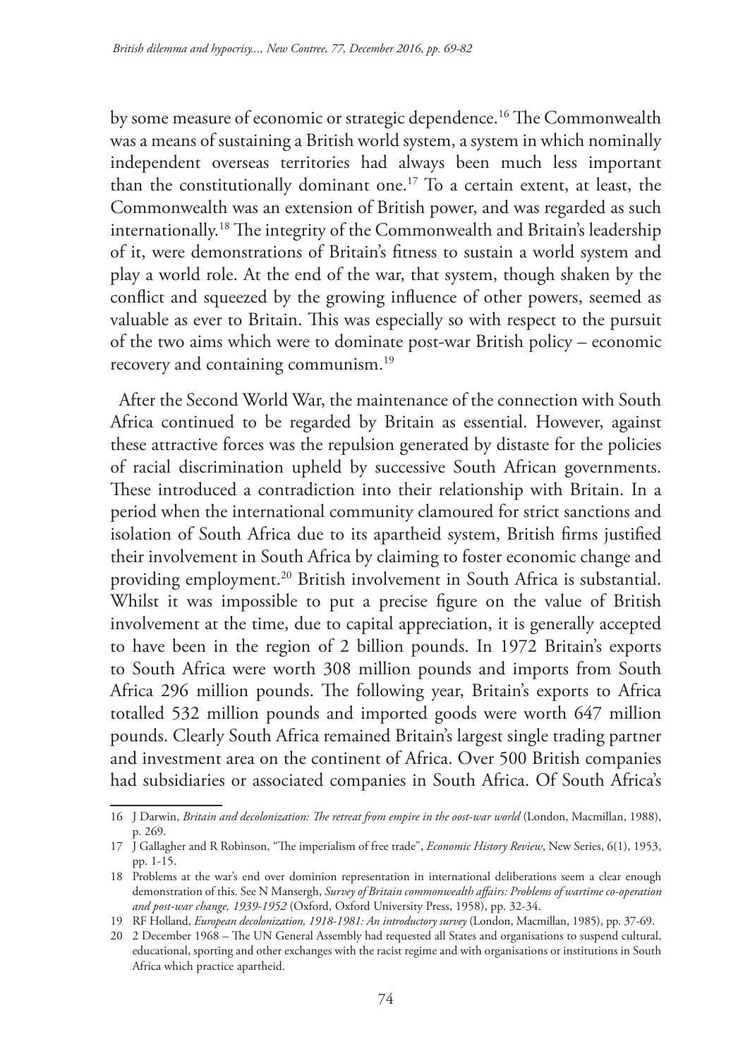by some measure of economic or strategic dependence.[16] The Commonwealth was a means of sustaining a British world system, a system in which nominally independent overseas territories had always been much less important than the constitutionally dominant one.[17] To a certain extent, at least, the Commonwealth was an extension of British power, and was regarded as such internationally.[18] The integrity of the Commonwealth and Britain's leadership of it, were demonstrations of Britain's fitness to sustain a world system and play a world role. At the end of the war, that system, though shaken by the conflict and squeezed by the growing influence of other powers, seemed as valuable as ever to Britain. This was especially so with respect to the pursuit of the two aims which were to dominate post-war British policy – economic recovery and containing communism.[19]

After the Second World War, the maintenance of the connection with South Africa continued to be regarded by Britain as essential. However, against these attractive forces was the repulsion generated by distaste for the policies of racial discrimination upheld by successive South African governments. These introduced a contradiction into their relationship with Britain. In a period when the international community clamoured for strict sanctions and isolation of South Africa due to its apartheid system, British firms justified their involvement in South Africa by claiming to foster economic change and providing employment.[20] British involvement in South Africa is substantial. Whilst it was impossible to put a precise figure on the value of British involvement at the time, due to capital appreciation, it is generally accepted to have been in the region of 2 billion pounds. In 1972 Britain's exports to South Africa were worth 308 million pounds and imports from South Africa 296 million pounds. The following year, Britain's exports to Africa totalled 532 million pounds and imported goods were worth 647 million pounds. Clearly South Africa remained Britain's largest single trading partner and investment area on the continent of Africa. Over 500 British companies had subsidiaries or associated companies in South Africa. Of South Africa's

---

16 J Darwin, *Britain and decolonization: The retreat from empire in the oost-war world* (London, Macmillan, 1988), p. 269.

17 J Gallagher and R Robinson, "The imperialism of free trade", *Economic History Review*, New Series, 6(1), 1953, pp. 1-15.

18 Problems at the war's end over dominion representation in international deliberations seem a clear enough demonstration of this. See N Mansergh, *Survey of Britain commonwealth affairs: Problems of wartime co-operation and post-war change, 1939-1952* (Oxford, Oxford University Press, 1958), pp. 32-34.

19 RF Holland, *European decolonization, 1918-1981: An introductory survey* (London, Macmillan, 1985), pp. 37-69.

20 2 December 1968 – The UN General Assembly had requested all States and organisations to suspend cultural, educational, sporting and other exchanges with the racist regime and with organisations or institutions in South Africa which practice apartheid.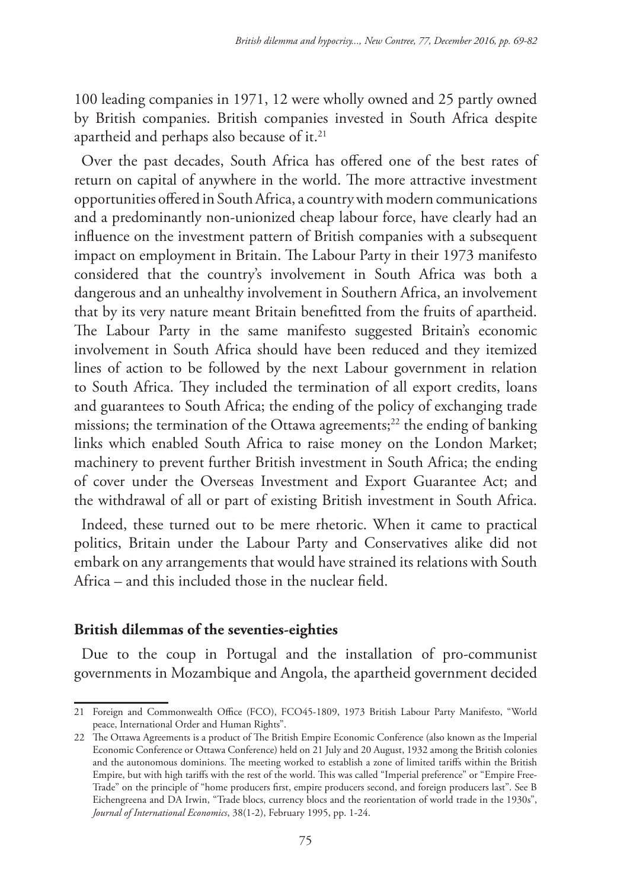100 leading companies in 1971, 12 were wholly owned and 25 partly owned by British companies. British companies invested in South Africa despite apartheid and perhaps also because of it.[21]

Over the past decades, South Africa has offered one of the best rates of return on capital of anywhere in the world. The more attractive investment opportunities offered in South Africa, a country with modern communications and a predominantly non-unionized cheap labour force, have clearly had an influence on the investment pattern of British companies with a subsequent impact on employment in Britain. The Labour Party in their 1973 manifesto considered that the country's involvement in South Africa was both a dangerous and an unhealthy involvement in Southern Africa, an involvement that by its very nature meant Britain benefitted from the fruits of apartheid. The Labour Party in the same manifesto suggested Britain's economic involvement in South Africa should have been reduced and they itemized lines of action to be followed by the next Labour government in relation to South Africa. They included the termination of all export credits, loans and guarantees to South Africa; the ending of the policy of exchanging trade missions; the termination of the Ottawa agreements;[22] the ending of banking links which enabled South Africa to raise money on the London Market; machinery to prevent further British investment in South Africa; the ending of cover under the Overseas Investment and Export Guarantee Act; and the withdrawal of all or part of existing British investment in South Africa.

Indeed, these turned out to be mere rhetoric. When it came to practical politics, Britain under the Labour Party and Conservatives alike did not embark on any arrangements that would have strained its relations with South Africa – and this included those in the nuclear field.

## British dilemmas of the seventies-eighties

Due to the coup in Portugal and the installation of pro-communist governments in Mozambique and Angola, the apartheid government decided

---

21 Foreign and Commonwealth Office (FCO), FCO45-1809, 1973 British Labour Party Manifesto, "World peace, International Order and Human Rights".

22 The Ottawa Agreements is a product of The British Empire Economic Conference (also known as the Imperial Economic Conference or Ottawa Conference) held on 21 July and 20 August, 1932 among the British colonies and the autonomous dominions. The meeting worked to establish a zone of limited tariffs within the British Empire, but with high tariffs with the rest of the world. This was called "Imperial preference" or "Empire Free-Trade" on the principle of "home producers first, empire producers second, and foreign producers last". See B Eichengreena and DA Irwin, "Trade blocs, currency blocs and the reorientation of world trade in the 1930s", *Journal of International Economics*, 38(1-2), February 1995, pp. 1-24.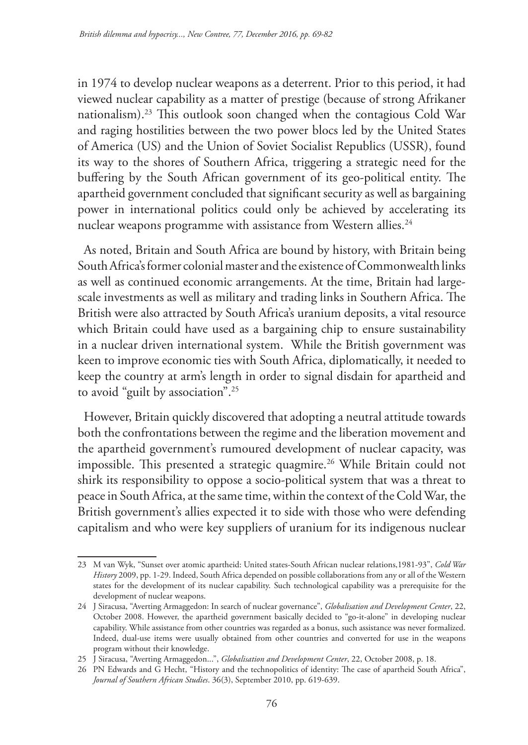in 1974 to develop nuclear weapons as a deterrent. Prior to this period, it had viewed nuclear capability as a matter of prestige (because of strong Afrikaner nationalism).[23] This outlook soon changed when the contagious Cold War and raging hostilities between the two power blocs led by the United States of America (US) and the Union of Soviet Socialist Republics (USSR), found its way to the shores of Southern Africa, triggering a strategic need for the buffering by the South African government of its geo-political entity. The apartheid government concluded that significant security as well as bargaining power in international politics could only be achieved by accelerating its nuclear weapons programme with assistance from Western allies.[24]

As noted, Britain and South Africa are bound by history, with Britain being South Africa's former colonial master and the existence of Commonwealth links as well as continued economic arrangements. At the time, Britain had large-scale investments as well as military and trading links in Southern Africa. The British were also attracted by South Africa's uranium deposits, a vital resource which Britain could have used as a bargaining chip to ensure sustainability in a nuclear driven international system. While the British government was keen to improve economic ties with South Africa, diplomatically, it needed to keep the country at arm's length in order to signal disdain for apartheid and to avoid "guilt by association".[25]

However, Britain quickly discovered that adopting a neutral attitude towards both the confrontations between the regime and the liberation movement and the apartheid government's rumoured development of nuclear capacity, was impossible. This presented a strategic quagmire.[26] While Britain could not shirk its responsibility to oppose a socio-political system that was a threat to peace in South Africa, at the same time, within the context of the Cold War, the British government's allies expected it to side with those who were defending capitalism and who were key suppliers of uranium for its indigenous nuclear

---

23 M van Wyk, "Sunset over atomic apartheid: United states-South African nuclear relations,1981-93", *Cold War History* 2009, pp. 1-29. Indeed, South Africa depended on possible collaborations from any or all of the Western states for the development of its nuclear capability. Such technological capability was a prerequisite for the development of nuclear weapons.

24 J Siracusa, "Averting Armaggedon: In search of nuclear governance", *Globalisation and Development Center*, 22, October 2008. However, the apartheid government basically decided to "go-it-alone" in developing nuclear capability. While assistance from other countries was regarded as a bonus, such assistance was never formalized. Indeed, dual-use items were usually obtained from other countries and converted for use in the weapons program without their knowledge.

25 J Siracusa, "Averting Armaggedon...", *Globalisation and Development Center*, 22, October 2008, p. 18.

26 PN Edwards and G Hecht, "History and the technopolitics of identity: The case of apartheid South Africa", *Journal of Southern African Studies*. 36(3), September 2010, pp. 619-639.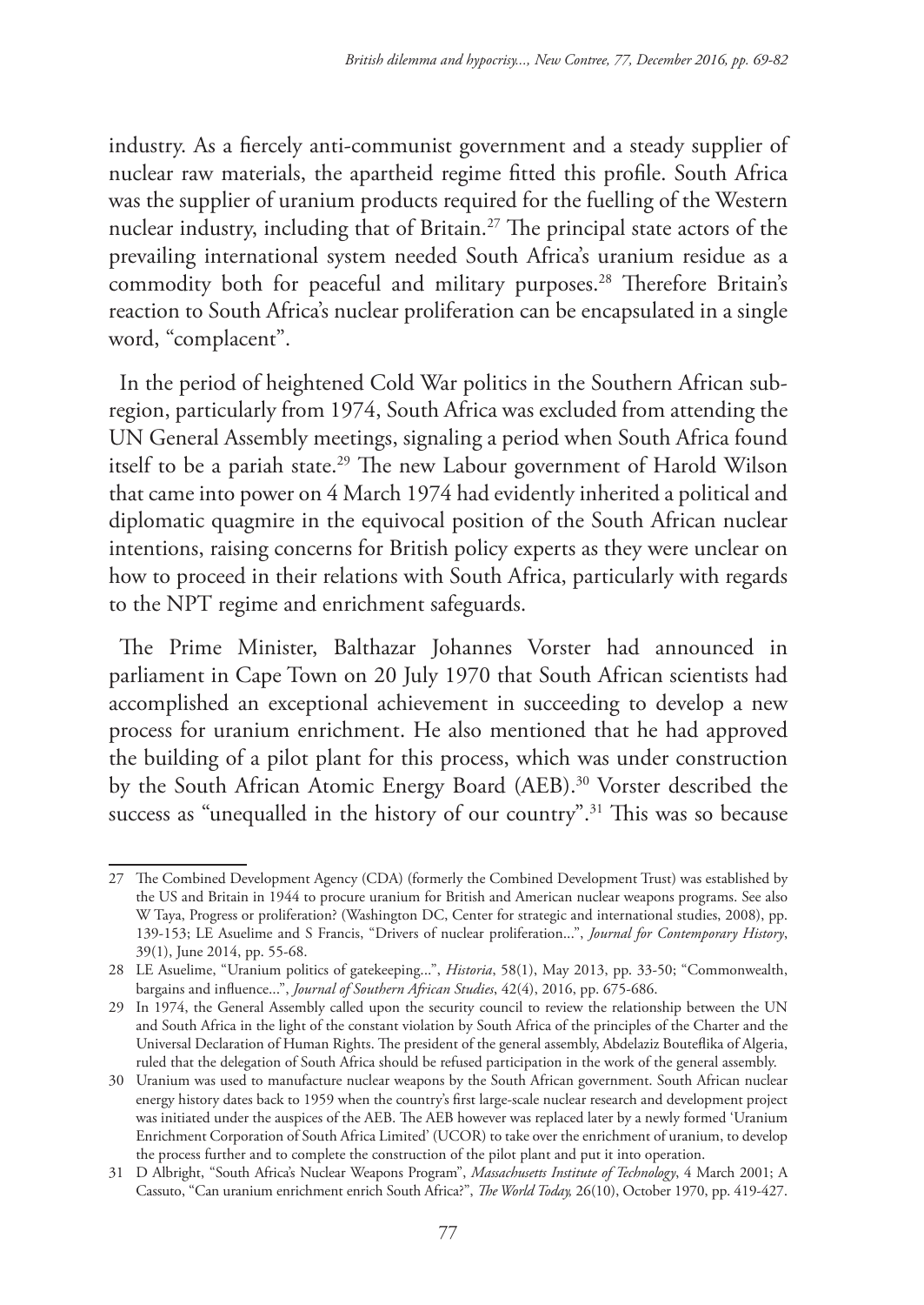industry. As a fiercely anti-communist government and a steady supplier of nuclear raw materials, the apartheid regime fitted this profile. South Africa was the supplier of uranium products required for the fuelling of the Western nuclear industry, including that of Britain.[27] The principal state actors of the prevailing international system needed South Africa's uranium residue as a commodity both for peaceful and military purposes.[28] Therefore Britain's reaction to South Africa's nuclear proliferation can be encapsulated in a single word, "complacent".

In the period of heightened Cold War politics in the Southern African sub-region, particularly from 1974, South Africa was excluded from attending the UN General Assembly meetings, signaling a period when South Africa found itself to be a pariah state.[29] The new Labour government of Harold Wilson that came into power on 4 March 1974 had evidently inherited a political and diplomatic quagmire in the equivocal position of the South African nuclear intentions, raising concerns for British policy experts as they were unclear on how to proceed in their relations with South Africa, particularly with regards to the NPT regime and enrichment safeguards.

The Prime Minister, Balthazar Johannes Vorster had announced in parliament in Cape Town on 20 July 1970 that South African scientists had accomplished an exceptional achievement in succeeding to develop a new process for uranium enrichment. He also mentioned that he had approved the building of a pilot plant for this process, which was under construction by the South African Atomic Energy Board (AEB).[30] Vorster described the success as "unequalled in the history of our country".[31] This was so because

---

27 The Combined Development Agency (CDA) (formerly the Combined Development Trust) was established by the US and Britain in 1944 to procure uranium for British and American nuclear weapons programs. See also W Taya, Progress or proliferation? (Washington DC, Center for strategic and international studies, 2008), pp. 139-153; LE Asuelime and S Francis, "Drivers of nuclear proliferation...", *Journal for Contemporary History*, 39(1), June 2014, pp. 55-68.

28 LE Asuelime, "Uranium politics of gatekeeping...", *Historia*, 58(1), May 2013, pp. 33-50; "Commonwealth, bargains and influence...", *Journal of Southern African Studies*, 42(4), 2016, pp. 675-686.

29 In 1974, the General Assembly called upon the security council to review the relationship between the UN and South Africa in the light of the constant violation by South Africa of the principles of the Charter and the Universal Declaration of Human Rights. The president of the general assembly, Abdelaziz Bouteflika of Algeria, ruled that the delegation of South Africa should be refused participation in the work of the general assembly.

30 Uranium was used to manufacture nuclear weapons by the South African government. South African nuclear energy history dates back to 1959 when the country's first large-scale nuclear research and development project was initiated under the auspices of the AEB. The AEB however was replaced later by a newly formed 'Uranium Enrichment Corporation of South Africa Limited' (UCOR) to take over the enrichment of uranium, to develop the process further and to complete the construction of the pilot plant and put it into operation.

31 D Albright, "South Africa's Nuclear Weapons Program", *Massachusetts Institute of Technology*, 4 March 2001; A Cassuto, "Can uranium enrichment enrich South Africa?", *The World Today,* 26(10), October 1970, pp. 419-427.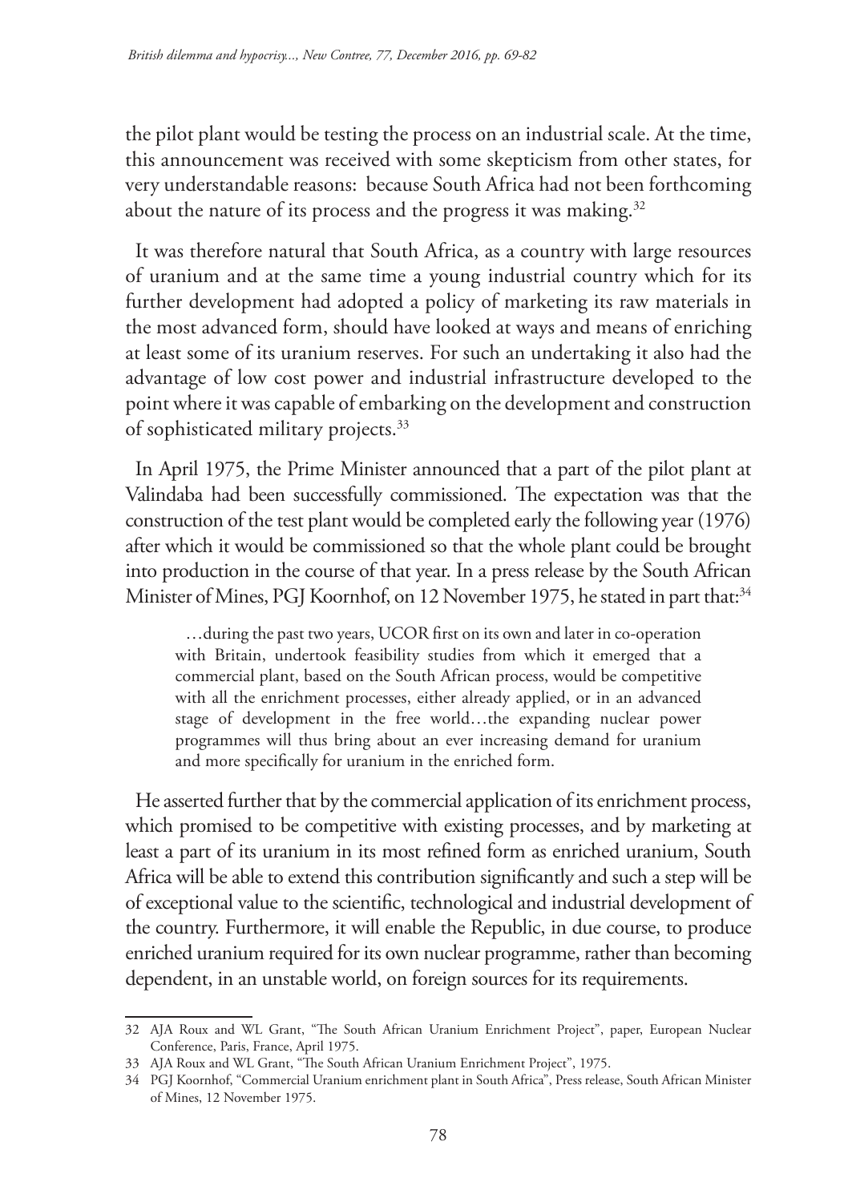the pilot plant would be testing the process on an industrial scale. At the time, this announcement was received with some skepticism from other states, for very understandable reasons: because South Africa had not been forthcoming about the nature of its process and the progress it was making.[32]

It was therefore natural that South Africa, as a country with large resources of uranium and at the same time a young industrial country which for its further development had adopted a policy of marketing its raw materials in the most advanced form, should have looked at ways and means of enriching at least some of its uranium reserves. For such an undertaking it also had the advantage of low cost power and industrial infrastructure developed to the point where it was capable of embarking on the development and construction of sophisticated military projects.[33]

In April 1975, the Prime Minister announced that a part of the pilot plant at Valindaba had been successfully commissioned. The expectation was that the construction of the test plant would be completed early the following year (1976) after which it would be commissioned so that the whole plant could be brought into production in the course of that year. In a press release by the South African Minister of Mines, PGJ Koornhof, on 12 November 1975, he stated in part that:[34]

> …during the past two years, UCOR first on its own and later in co-operation with Britain, undertook feasibility studies from which it emerged that a commercial plant, based on the South African process, would be competitive with all the enrichment processes, either already applied, or in an advanced stage of development in the free world…the expanding nuclear power programmes will thus bring about an ever increasing demand for uranium and more specifically for uranium in the enriched form.

He asserted further that by the commercial application of its enrichment process, which promised to be competitive with existing processes, and by marketing at least a part of its uranium in its most refined form as enriched uranium, South Africa will be able to extend this contribution significantly and such a step will be of exceptional value to the scientific, technological and industrial development of the country. Furthermore, it will enable the Republic, in due course, to produce enriched uranium required for its own nuclear programme, rather than becoming dependent, in an unstable world, on foreign sources for its requirements.

---

32 AJA Roux and WL Grant, "The South African Uranium Enrichment Project", paper, European Nuclear Conference, Paris, France, April 1975.

33 AJA Roux and WL Grant, "The South African Uranium Enrichment Project", 1975.

34 PGJ Koornhof, "Commercial Uranium enrichment plant in South Africa", Press release, South African Minister of Mines, 12 November 1975.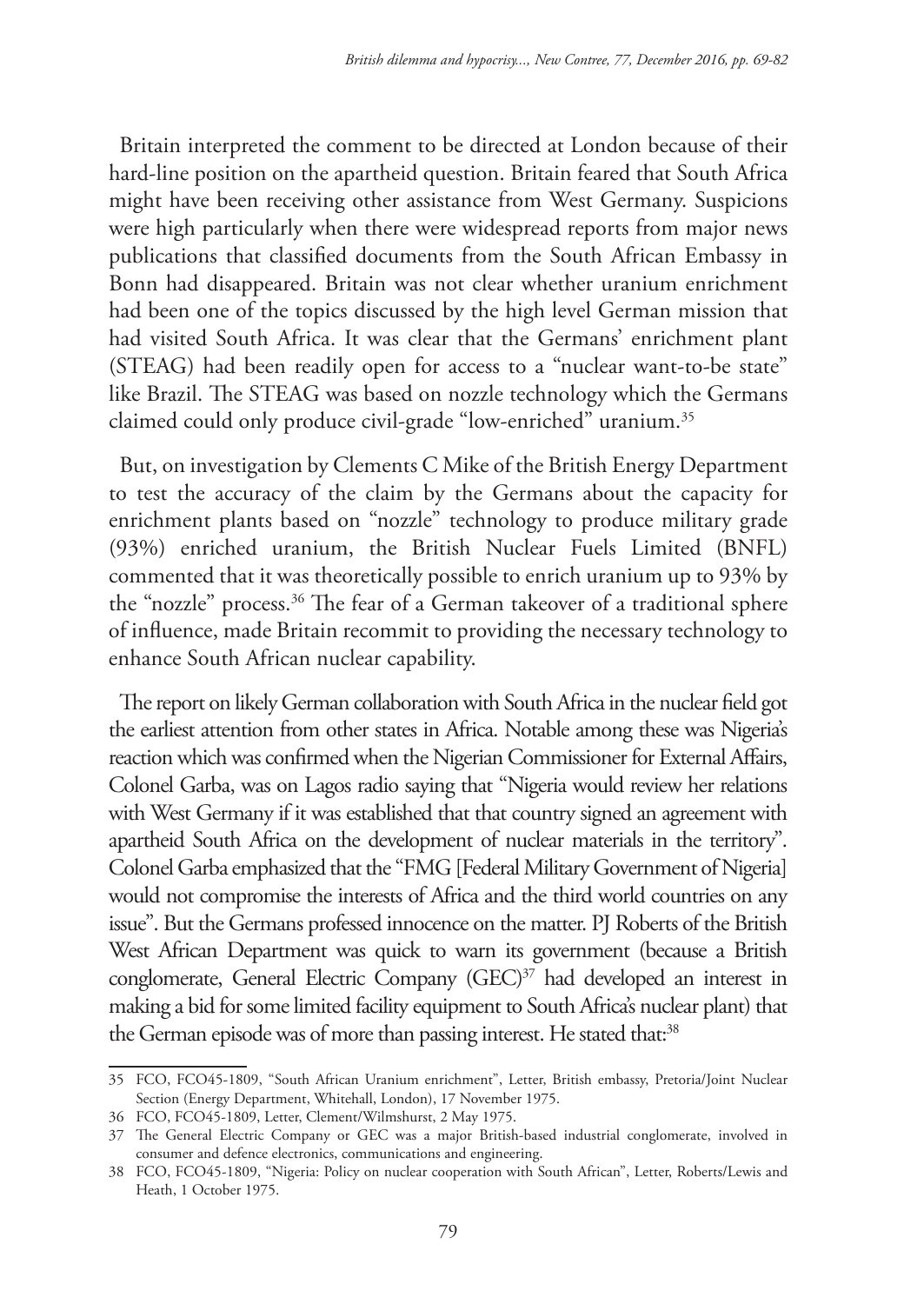Britain interpreted the comment to be directed at London because of their hard-line position on the apartheid question. Britain feared that South Africa might have been receiving other assistance from West Germany. Suspicions were high particularly when there were widespread reports from major news publications that classified documents from the South African Embassy in Bonn had disappeared. Britain was not clear whether uranium enrichment had been one of the topics discussed by the high level German mission that had visited South Africa. It was clear that the Germans' enrichment plant (STEAG) had been readily open for access to a "nuclear want-to-be state" like Brazil. The STEAG was based on nozzle technology which the Germans claimed could only produce civil-grade "low-enriched" uranium.[35]

But, on investigation by Clements C Mike of the British Energy Department to test the accuracy of the claim by the Germans about the capacity for enrichment plants based on "nozzle" technology to produce military grade (93%) enriched uranium, the British Nuclear Fuels Limited (BNFL) commented that it was theoretically possible to enrich uranium up to 93% by the "nozzle" process.[36] The fear of a German takeover of a traditional sphere of influence, made Britain recommit to providing the necessary technology to enhance South African nuclear capability.

The report on likely German collaboration with South Africa in the nuclear field got the earliest attention from other states in Africa. Notable among these was Nigeria's reaction which was confirmed when the Nigerian Commissioner for External Affairs, Colonel Garba, was on Lagos radio saying that "Nigeria would review her relations with West Germany if it was established that that country signed an agreement with apartheid South Africa on the development of nuclear materials in the territory". Colonel Garba emphasized that the "FMG [Federal Military Government of Nigeria] would not compromise the interests of Africa and the third world countries on any issue". But the Germans professed innocence on the matter. PJ Roberts of the British West African Department was quick to warn its government (because a British conglomerate, General Electric Company (GEC)[37] had developed an interest in making a bid for some limited facility equipment to South Africa's nuclear plant) that the German episode was of more than passing interest. He stated that:[38]

---

35 FCO, FCO45-1809, "South African Uranium enrichment", Letter, British embassy, Pretoria/Joint Nuclear Section (Energy Department, Whitehall, London), 17 November 1975.

36 FCO, FCO45-1809, Letter, Clement/Wilmshurst, 2 May 1975.

37 The General Electric Company or GEC was a major British-based industrial conglomerate, involved in consumer and defence electronics, communications and engineering.

38 FCO, FCO45-1809, "Nigeria: Policy on nuclear cooperation with South African", Letter, Roberts/Lewis and Heath, 1 October 1975.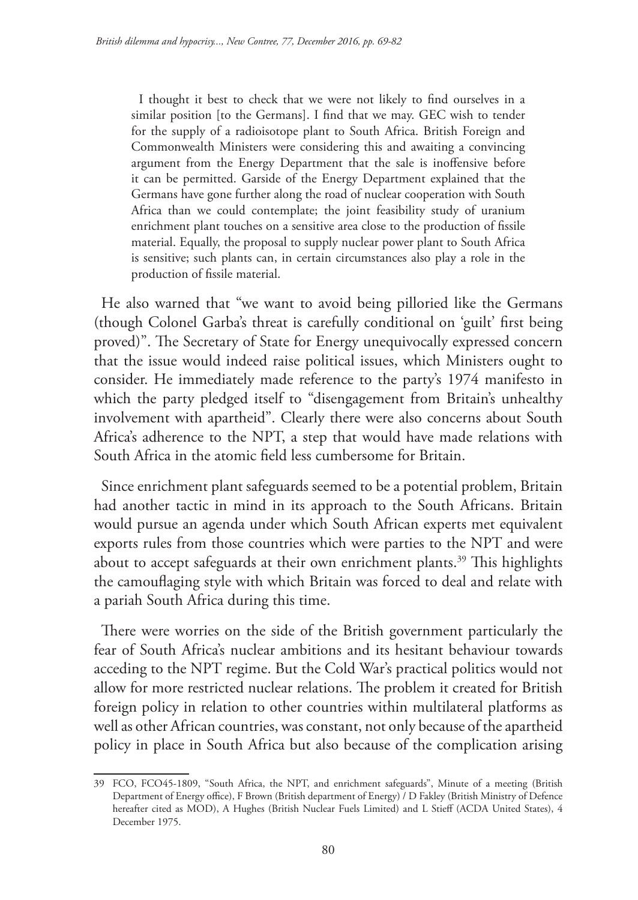> I thought it best to check that we were not likely to find ourselves in a similar position [to the Germans]. I find that we may. GEC wish to tender for the supply of a radioisotope plant to South Africa. British Foreign and Commonwealth Ministers were considering this and awaiting a convincing argument from the Energy Department that the sale is inoffensive before it can be permitted. Garside of the Energy Department explained that the Germans have gone further along the road of nuclear cooperation with South Africa than we could contemplate; the joint feasibility study of uranium enrichment plant touches on a sensitive area close to the production of fissile material. Equally, the proposal to supply nuclear power plant to South Africa is sensitive; such plants can, in certain circumstances also play a role in the production of fissile material.

He also warned that "we want to avoid being pilloried like the Germans (though Colonel Garba's threat is carefully conditional on 'guilt' first being proved)". The Secretary of State for Energy unequivocally expressed concern that the issue would indeed raise political issues, which Ministers ought to consider. He immediately made reference to the party's 1974 manifesto in which the party pledged itself to "disengagement from Britain's unhealthy involvement with apartheid". Clearly there were also concerns about South Africa's adherence to the NPT, a step that would have made relations with South Africa in the atomic field less cumbersome for Britain.

Since enrichment plant safeguards seemed to be a potential problem, Britain had another tactic in mind in its approach to the South Africans. Britain would pursue an agenda under which South African experts met equivalent exports rules from those countries which were parties to the NPT and were about to accept safeguards at their own enrichment plants.[39] This highlights the camouflaging style with which Britain was forced to deal and relate with a pariah South Africa during this time.

There were worries on the side of the British government particularly the fear of South Africa's nuclear ambitions and its hesitant behaviour towards acceding to the NPT regime. But the Cold War's practical politics would not allow for more restricted nuclear relations. The problem it created for British foreign policy in relation to other countries within multilateral platforms as well as other African countries, was constant, not only because of the apartheid policy in place in South Africa but also because of the complication arising

39 FCO, FCO45-1809, "South Africa, the NPT, and enrichment safeguards", Minute of a meeting (British Department of Energy office), F Brown (British department of Energy) / D Fakley (British Ministry of Defence hereafter cited as MOD), A Hughes (British Nuclear Fuels Limited) and L Stieff (ACDA United States), 4 December 1975.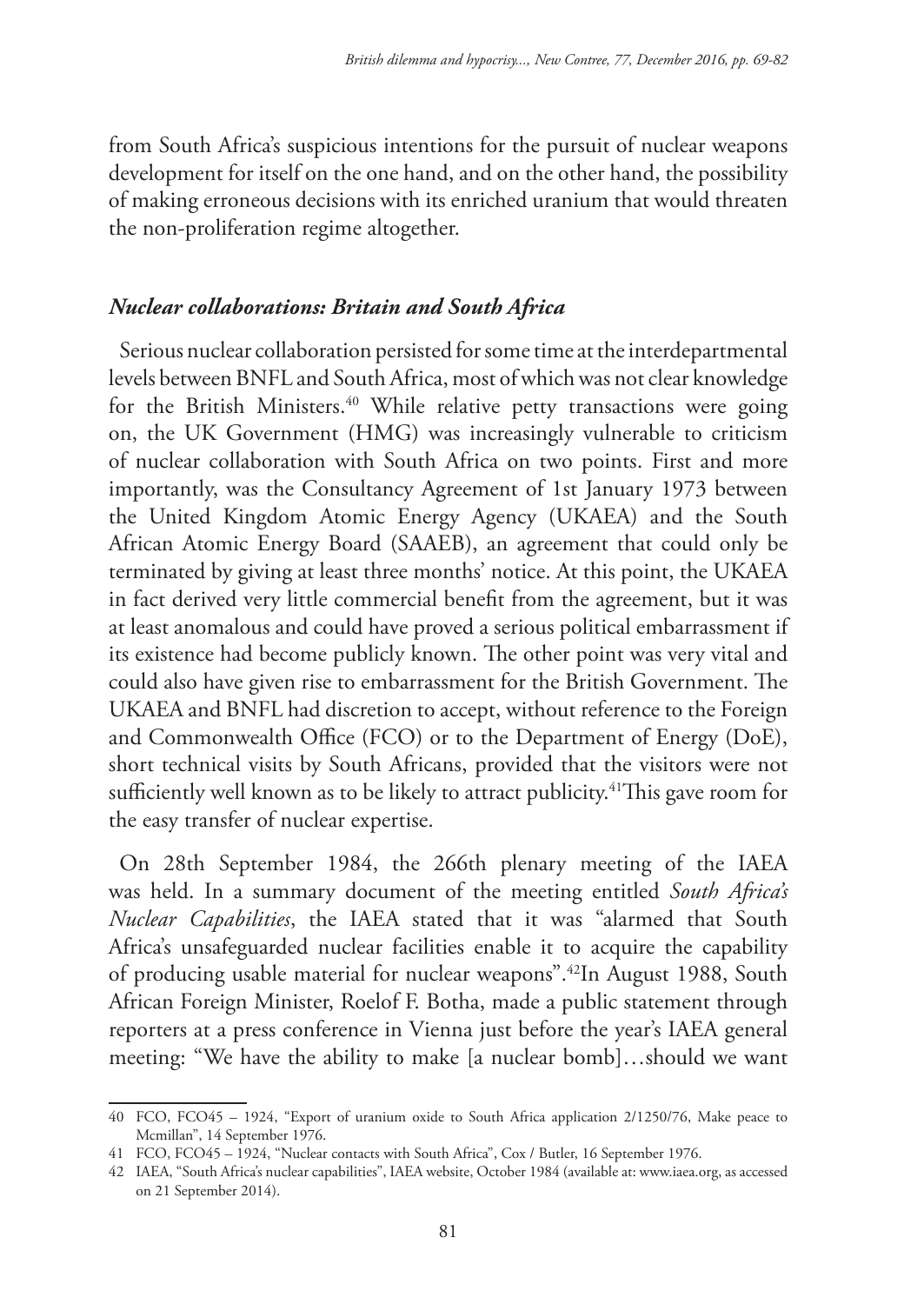from South Africa's suspicious intentions for the pursuit of nuclear weapons development for itself on the one hand, and on the other hand, the possibility of making erroneous decisions with its enriched uranium that would threaten the non-proliferation regime altogether.

### *Nuclear collaborations: Britain and South Africa*

Serious nuclear collaboration persisted for some time at the interdepartmental levels between BNFL and South Africa, most of which was not clear knowledge for the British Ministers.[40] While relative petty transactions were going on, the UK Government (HMG) was increasingly vulnerable to criticism of nuclear collaboration with South Africa on two points. First and more importantly, was the Consultancy Agreement of 1st January 1973 between the United Kingdom Atomic Energy Agency (UKAEA) and the South African Atomic Energy Board (SAAEB), an agreement that could only be terminated by giving at least three months' notice. At this point, the UKAEA in fact derived very little commercial benefit from the agreement, but it was at least anomalous and could have proved a serious political embarrassment if its existence had become publicly known. The other point was very vital and could also have given rise to embarrassment for the British Government. The UKAEA and BNFL had discretion to accept, without reference to the Foreign and Commonwealth Office (FCO) or to the Department of Energy (DoE), short technical visits by South Africans, provided that the visitors were not sufficiently well known as to be likely to attract publicity.[41]This gave room for the easy transfer of nuclear expertise.

On 28th September 1984, the 266th plenary meeting of the IAEA was held. In a summary document of the meeting entitled *South Africa's Nuclear Capabilities*, the IAEA stated that it was "alarmed that South Africa's unsafeguarded nuclear facilities enable it to acquire the capability of producing usable material for nuclear weapons".[42]In August 1988, South African Foreign Minister, Roelof F. Botha, made a public statement through reporters at a press conference in Vienna just before the year's IAEA general meeting: "We have the ability to make [a nuclear bomb]…should we want

---

40 FCO, FCO45 – 1924, "Export of uranium oxide to South Africa application 2/1250/76, Make peace to Mcmillan", 14 September 1976.

41 FCO, FCO45 – 1924, "Nuclear contacts with South Africa", Cox / Butler, 16 September 1976.

42 IAEA, "South Africa's nuclear capabilities", IAEA website, October 1984 (available at: www.iaea.org, as accessed on 21 September 2014).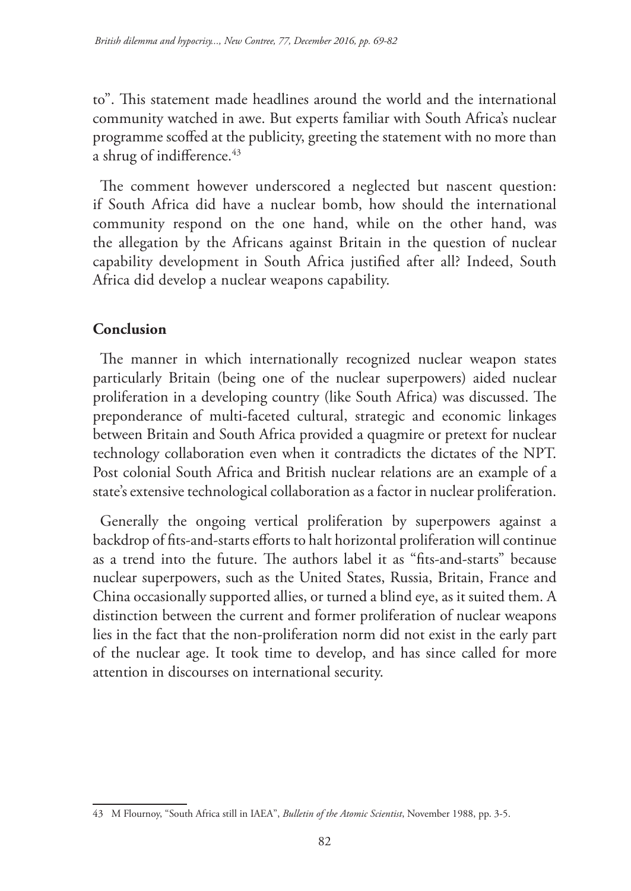to". This statement made headlines around the world and the international community watched in awe. But experts familiar with South Africa's nuclear programme scoffed at the publicity, greeting the statement with no more than a shrug of indifference.[43]

The comment however underscored a neglected but nascent question: if South Africa did have a nuclear bomb, how should the international community respond on the one hand, while on the other hand, was the allegation by the Africans against Britain in the question of nuclear capability development in South Africa justified after all? Indeed, South Africa did develop a nuclear weapons capability.

## Conclusion

The manner in which internationally recognized nuclear weapon states particularly Britain (being one of the nuclear superpowers) aided nuclear proliferation in a developing country (like South Africa) was discussed. The preponderance of multi-faceted cultural, strategic and economic linkages between Britain and South Africa provided a quagmire or pretext for nuclear technology collaboration even when it contradicts the dictates of the NPT. Post colonial South Africa and British nuclear relations are an example of a state's extensive technological collaboration as a factor in nuclear proliferation.

Generally the ongoing vertical proliferation by superpowers against a backdrop of fits-and-starts efforts to halt horizontal proliferation will continue as a trend into the future. The authors label it as "fits-and-starts" because nuclear superpowers, such as the United States, Russia, Britain, France and China occasionally supported allies, or turned a blind eye, as it suited them. A distinction between the current and former proliferation of nuclear weapons lies in the fact that the non-proliferation norm did not exist in the early part of the nuclear age. It took time to develop, and has since called for more attention in discourses on international security.

---

43 M Flournoy, "South Africa still in IAEA", *Bulletin of the Atomic Scientist*, November 1988, pp. 3-5.